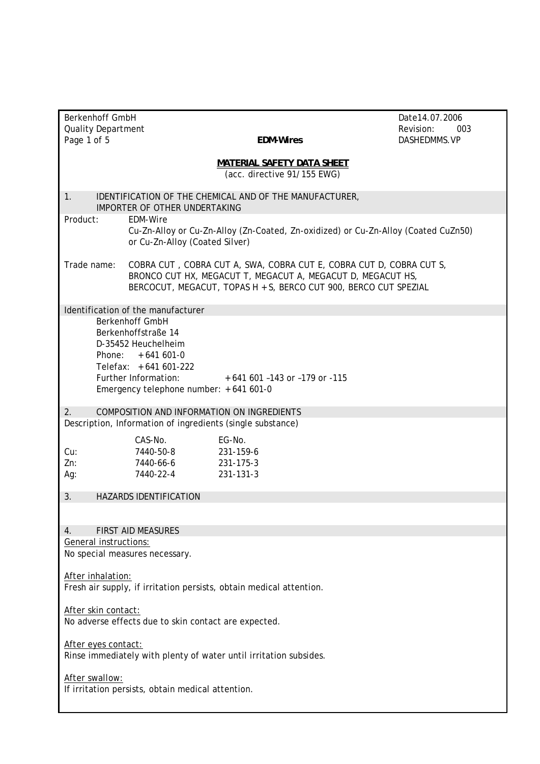Berkenhoff GmbH
Quality Department

**EDM-Wires**

Date 14.07.2006
Revision: 003
DASHEDMMS.VP

# MATERIAL SAFETY DATA SHEET

(acc. directive 91/155 EWG)

## 1. IDENTIFICATION OF THE CHEMICAL AND OF THE MANUFACTURER, IMPORTER OF OTHER UNDERTAKING

Product: EDM-Wire
Cu-Zn-Alloy or Cu-Zn-Alloy (Zn-Coated, Zn-oxidized) or Cu-Zn-Alloy (Coated CuZn50) or Cu-Zn-Alloy (Coated Silver)

Trade name: COBRA CUT , COBRA CUT A, SWA, COBRA CUT E, COBRA CUT D, COBRA CUT S, BRONCO CUT HX, MEGACUT T, MEGACUT A, MEGACUT D, MEGACUT HS, BERCOCUT, MEGACUT, TOPAS H + S, BERCO CUT 900, BERCO CUT SPEZIAL

### Identification of the manufacturer

Berkenhoff GmbH
Berkenhoffstraße 14
D-35452 Heuchelheim
Phone: + 641 601-0
Telefax: + 641 601-222
Further Information: + 641 601 –143 or –179 or -115
Emergency telephone number: + 641 601-0

## 2. COMPOSITION AND INFORMATION ON INGREDIENTS

Description, Information of ingredients (single substance)

| | CAS-No. | EG-No. |
|---|---|---|
| Cu: | 7440-50-8 | 231-159-6 |
| Zn: | 7440-66-6 | 231-175-3 |
| Ag: | 7440-22-4 | 231-131-3 |

## 3. HAZARDS IDENTIFICATION

## 4. FIRST AID MEASURES

General instructions:
No special measures necessary.

After inhalation:
Fresh air supply, if irritation persists, obtain medical attention.

After skin contact:
No adverse effects due to skin contact are expected.

After eyes contact:
Rinse immediately with plenty of water until irritation subsides.

After swallow:
If irritation persists, obtain medical attention.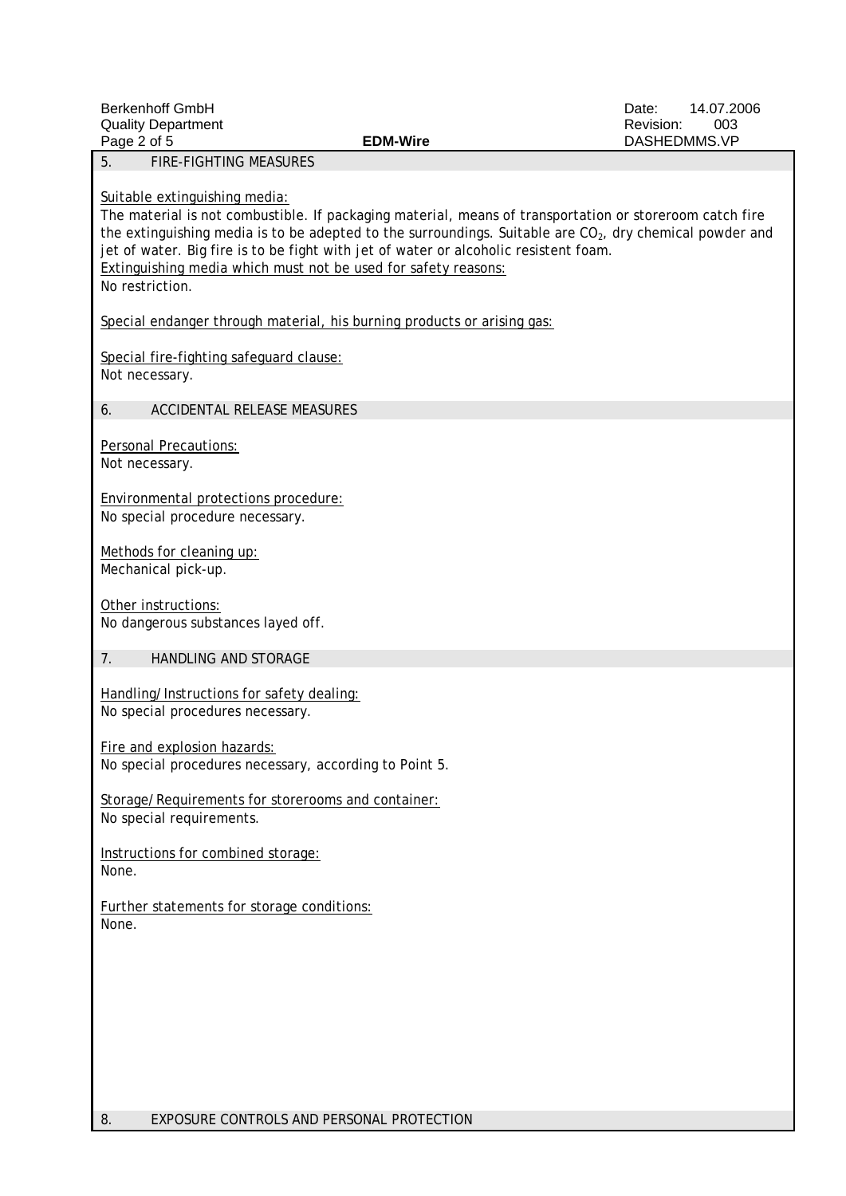## 5. FIRE-FIGHTING MEASURES

Suitable extinguishing media:
The material is not combustible. If packaging material, means of transportation or storeroom catch fire the extinguishing media is to be adepted to the surroundings. Suitable are $CO_2$, dry chemical powder and jet of water. Big fire is to be fight with jet of water or alcoholic resistent foam.
Extinguishing media which must not be used for safety reasons:
No restriction.

Special endanger through material, his burning products or arising gas:

Special fire-fighting safeguard clause:
Not necessary.

## 6. ACCIDENTAL RELEASE MEASURES

Personal Precautions:
Not necessary.

Environmental protections procedure:
No special procedure necessary.

Methods for cleaning up:
Mechanical pick-up.

Other instructions:
No dangerous substances layed off.

## 7. HANDLING AND STORAGE

Handling/Instructions for safety dealing:
No special procedures necessary.

Fire and explosion hazards:
No special procedures necessary, according to Point 5.

Storage/Requirements for storerooms and container:
No special requirements.

Instructions for combined storage:
None.

Further statements for storage conditions:
None.

## 8. EXPOSURE CONTROLS AND PERSONAL PROTECTION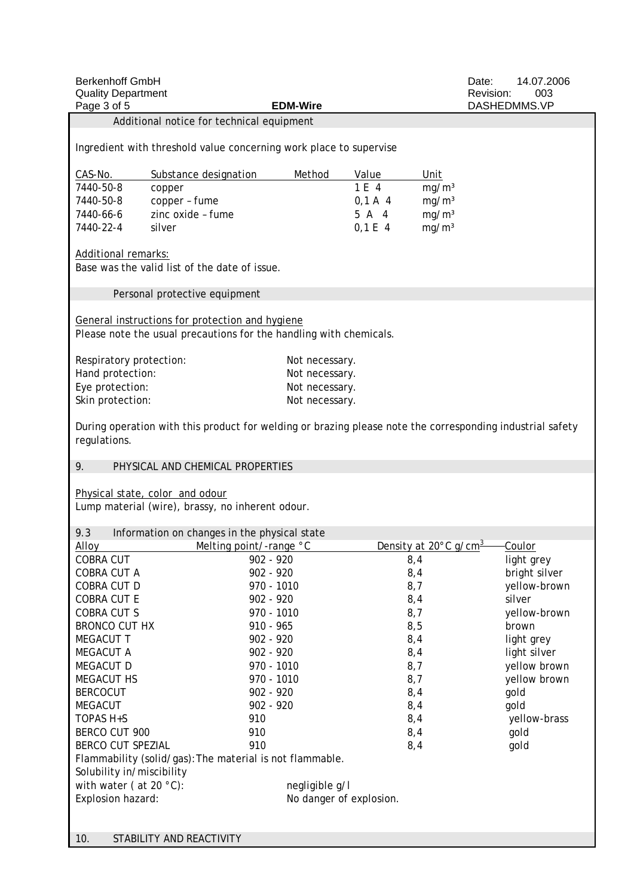### Additional notice for technical equipment

Ingredient with threshold value concerning work place to supervise

| CAS-No. | Substance designation | Method | Value | Unit |
|---|---|---|---|---|
| 7440-50-8 | copper | | 1 E 4 | mg/m³ |
| 7440-50-8 | copper – fume | | 0,1 A 4 | mg/m³ |
| 7440-66-6 | zinc oxide – fume | | 5 A 4 | mg/m³ |
| 7440-22-4 | silver | | 0,1 E 4 | mg/m³ |

Additional remarks:
Base was the valid list of the date of issue.

### Personal protective equipment

General instructions for protection and hygiene
Please note the usual precautions for the handling with chemicals.

Respiratory protection: Not necessary.
Hand protection: Not necessary.
Eye protection: Not necessary.
Skin protection: Not necessary.

During operation with this product for welding or brazing please note the corresponding industrial safety regulations.

## 9. PHYSICAL AND CHEMICAL PROPERTIES

Physical state, color and odour
Lump material (wire), brassy, no inherent odour.

### 9.3 Information on changes in the physical state

| Alloy | Melting point/-range °C | Density at 20°C g/cm³ | Coulor |
|---|---|---|---|
| COBRA CUT | 902 - 920 | 8,4 | light grey |
| COBRA CUT A | 902 - 920 | 8,4 | bright silver |
| COBRA CUT D | 970 - 1010 | 8,7 | yellow-brown |
| COBRA CUT E | 902 - 920 | 8,4 | silver |
| COBRA CUT S | 970 - 1010 | 8,7 | yellow-brown |
| BRONCO CUT HX | 910 - 965 | 8,5 | brown |
| MEGACUT T | 902 - 920 | 8,4 | light grey |
| MEGACUT A | 902 - 920 | 8,4 | light silver |
| MEGACUT D | 970 - 1010 | 8,7 | yellow brown |
| MEGACUT HS | 970 - 1010 | 8,7 | yellow brown |
| BERCOCUT | 902 - 920 | 8,4 | gold |
| MEGACUT | 902 - 920 | 8,4 | gold |
| TOPAS H+S | 910 | 8,4 | yellow-brass |
| BERCO CUT 900 | 910 | 8,4 | gold |
| BERCO CUT SPEZIAL | 910 | 8,4 | gold |

Flammability (solid/gas): The material is not flammable.
Solubility in/miscibility
with water ( at 20 °C): negligible g/l
Explosion hazard: No danger of explosion.

## 10. STABILITY AND REACTIVITY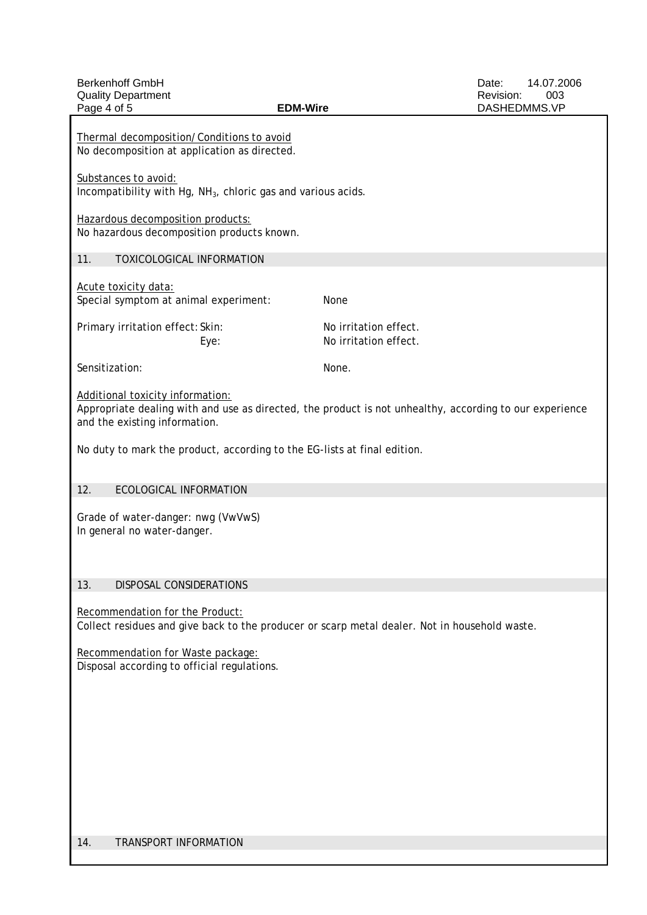Thermal decomposition/Conditions to avoid
No decomposition at application as directed.

Substances to avoid:
Incompatibility with Hg, $NH_3$, chloric gas and various acids.

Hazardous decomposition products:
No hazardous decomposition products known.

## 11. TOXICOLOGICAL INFORMATION

Acute toxicity data:

| | |
|---|---|
| Special symptom at animal experiment: | None |
| Primary irritation effect: Skin: | No irritation effect. |
| Eye: | No irritation effect. |
| Sensitization: | None. |

Additional toxicity information:
Appropriate dealing with and use as directed, the product is not unhealthy, according to our experience and the existing information.

No duty to mark the product, according to the EG-lists at final edition.

## 12. ECOLOGICAL INFORMATION

Grade of water-danger: nwg (VwVwS)
In general no water-danger.

## 13. DISPOSAL CONSIDERATIONS

Recommendation for the Product:
Collect residues and give back to the producer or scarp metal dealer. Not in household waste.

Recommendation for Waste package:
Disposal according to official regulations.

## 14. TRANSPORT INFORMATION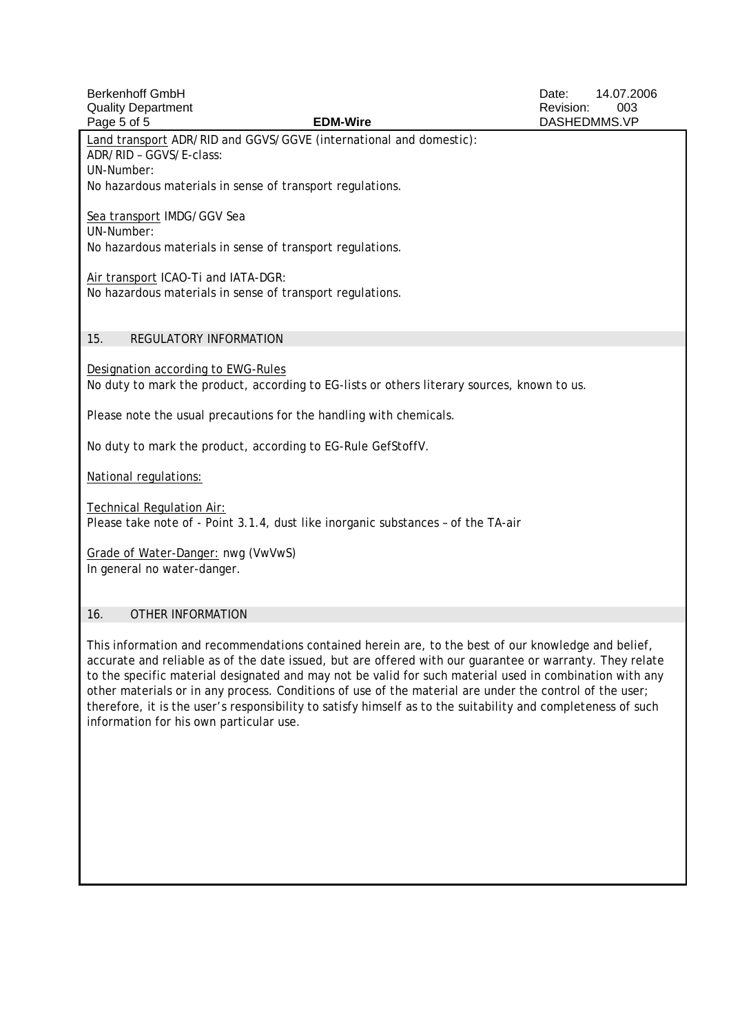Land transport ADR/RID and GGVS/GGVE (international and domestic):
ADR/RID – GGVS/E-class:
UN-Number:
No hazardous materials in sense of transport regulations.

Sea transport IMDG/GGV Sea
UN-Number:
No hazardous materials in sense of transport regulations.

Air transport ICAO-Ti and IATA-DGR:
No hazardous materials in sense of transport regulations.

## 15. REGULATORY INFORMATION

Designation according to EWG-Rules
No duty to mark the product, according to EG-lists or others literary sources, known to us.

Please note the usual precautions for the handling with chemicals.

No duty to mark the product, according to EG-Rule GefStoffV.

National regulations:

Technical Regulation Air:
Please take note of - Point 3.1.4, dust like inorganic substances – of the TA-air

Grade of Water-Danger: nwg (VwVwS)
In general no water-danger.

## 16. OTHER INFORMATION

This information and recommendations contained herein are, to the best of our knowledge and belief, accurate and reliable as of the date issued, but are offered with our guarantee or warranty. They relate to the specific material designated and may not be valid for such material used in combination with any other materials or in any process. Conditions of use of the material are under the control of the user; therefore, it is the user's responsibility to satisfy himself as to the suitability and completeness of such information for his own particular use.